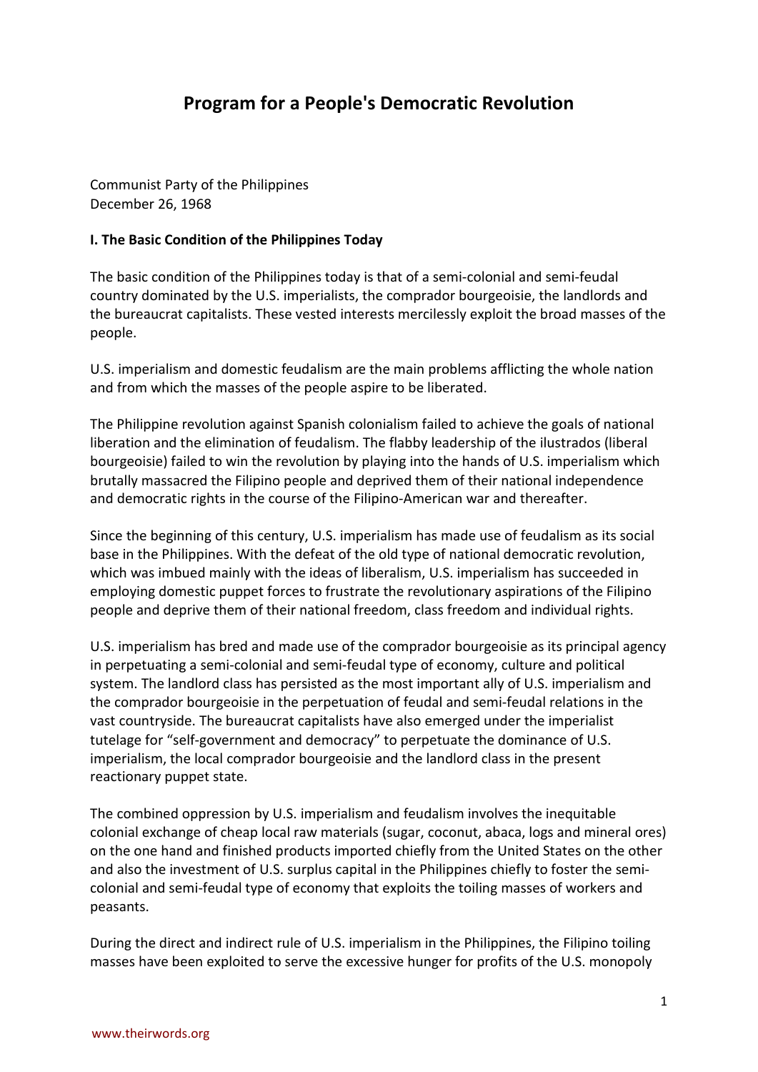# Program for a People's Democratic Revolution

Communist Party of the Philippines
December 26, 1968

### I. The Basic Condition of the Philippines Today

The basic condition of the Philippines today is that of a semi-colonial and semi-feudal country dominated by the U.S. imperialists, the comprador bourgeoisie, the landlords and the bureaucrat capitalists. These vested interests mercilessly exploit the broad masses of the people.

U.S. imperialism and domestic feudalism are the main problems afflicting the whole nation and from which the masses of the people aspire to be liberated.

The Philippine revolution against Spanish colonialism failed to achieve the goals of national liberation and the elimination of feudalism. The flabby leadership of the ilustrados (liberal bourgeoisie) failed to win the revolution by playing into the hands of U.S. imperialism which brutally massacred the Filipino people and deprived them of their national independence and democratic rights in the course of the Filipino-American war and thereafter.

Since the beginning of this century, U.S. imperialism has made use of feudalism as its social base in the Philippines. With the defeat of the old type of national democratic revolution, which was imbued mainly with the ideas of liberalism, U.S. imperialism has succeeded in employing domestic puppet forces to frustrate the revolutionary aspirations of the Filipino people and deprive them of their national freedom, class freedom and individual rights.

U.S. imperialism has bred and made use of the comprador bourgeoisie as its principal agency in perpetuating a semi-colonial and semi-feudal type of economy, culture and political system. The landlord class has persisted as the most important ally of U.S. imperialism and the comprador bourgeoisie in the perpetuation of feudal and semi-feudal relations in the vast countryside. The bureaucrat capitalists have also emerged under the imperialist tutelage for "self-government and democracy" to perpetuate the dominance of U.S. imperialism, the local comprador bourgeoisie and the landlord class in the present reactionary puppet state.

The combined oppression by U.S. imperialism and feudalism involves the inequitable colonial exchange of cheap local raw materials (sugar, coconut, abaca, logs and mineral ores) on the one hand and finished products imported chiefly from the United States on the other and also the investment of U.S. surplus capital in the Philippines chiefly to foster the semi-colonial and semi-feudal type of economy that exploits the toiling masses of workers and peasants.

During the direct and indirect rule of U.S. imperialism in the Philippines, the Filipino toiling masses have been exploited to serve the excessive hunger for profits of the U.S. monopoly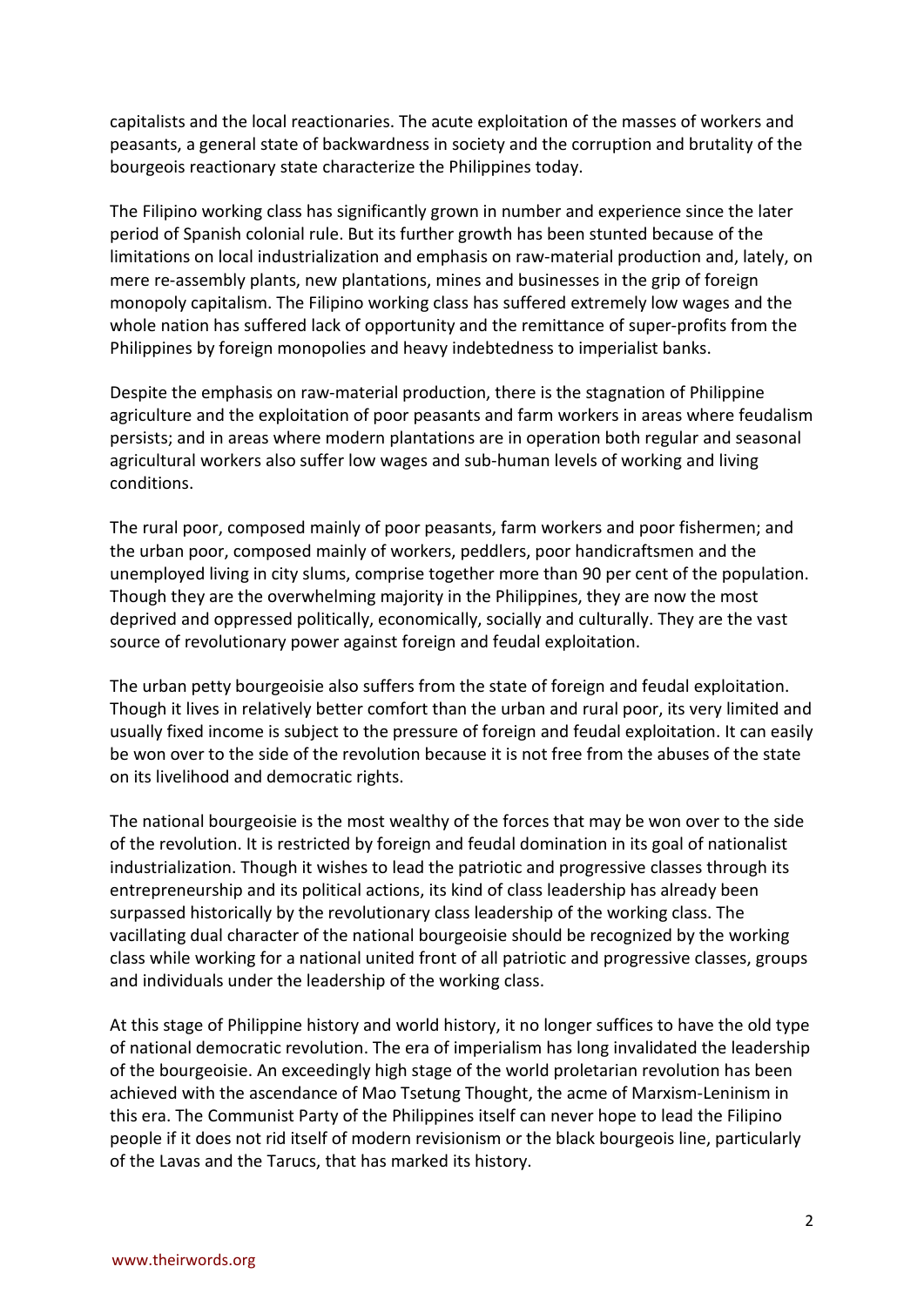capitalists and the local reactionaries. The acute exploitation of the masses of workers and peasants, a general state of backwardness in society and the corruption and brutality of the bourgeois reactionary state characterize the Philippines today.

The Filipino working class has significantly grown in number and experience since the later period of Spanish colonial rule. But its further growth has been stunted because of the limitations on local industrialization and emphasis on raw-material production and, lately, on mere re-assembly plants, new plantations, mines and businesses in the grip of foreign monopoly capitalism. The Filipino working class has suffered extremely low wages and the whole nation has suffered lack of opportunity and the remittance of super-profits from the Philippines by foreign monopolies and heavy indebtedness to imperialist banks.

Despite the emphasis on raw-material production, there is the stagnation of Philippine agriculture and the exploitation of poor peasants and farm workers in areas where feudalism persists; and in areas where modern plantations are in operation both regular and seasonal agricultural workers also suffer low wages and sub-human levels of working and living conditions.

The rural poor, composed mainly of poor peasants, farm workers and poor fishermen; and the urban poor, composed mainly of workers, peddlers, poor handicraftsmen and the unemployed living in city slums, comprise together more than 90 per cent of the population. Though they are the overwhelming majority in the Philippines, they are now the most deprived and oppressed politically, economically, socially and culturally. They are the vast source of revolutionary power against foreign and feudal exploitation.

The urban petty bourgeoisie also suffers from the state of foreign and feudal exploitation. Though it lives in relatively better comfort than the urban and rural poor, its very limited and usually fixed income is subject to the pressure of foreign and feudal exploitation. It can easily be won over to the side of the revolution because it is not free from the abuses of the state on its livelihood and democratic rights.

The national bourgeoisie is the most wealthy of the forces that may be won over to the side of the revolution. It is restricted by foreign and feudal domination in its goal of nationalist industrialization. Though it wishes to lead the patriotic and progressive classes through its entrepreneurship and its political actions, its kind of class leadership has already been surpassed historically by the revolutionary class leadership of the working class. The vacillating dual character of the national bourgeoisie should be recognized by the working class while working for a national united front of all patriotic and progressive classes, groups and individuals under the leadership of the working class.

At this stage of Philippine history and world history, it no longer suffices to have the old type of national democratic revolution. The era of imperialism has long invalidated the leadership of the bourgeoisie. An exceedingly high stage of the world proletarian revolution has been achieved with the ascendance of Mao Tsetung Thought, the acme of Marxism-Leninism in this era. The Communist Party of the Philippines itself can never hope to lead the Filipino people if it does not rid itself of modern revisionism or the black bourgeois line, particularly of the Lavas and the Tarucs, that has marked its history.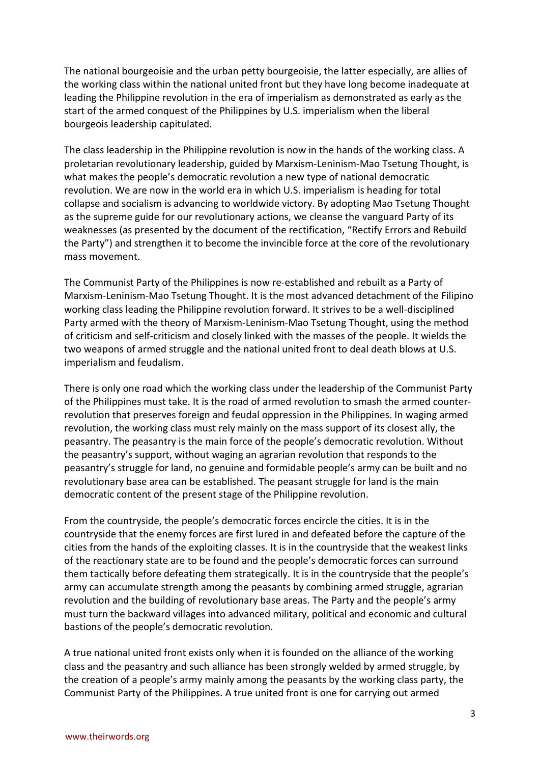The national bourgeoisie and the urban petty bourgeoisie, the latter especially, are allies of the working class within the national united front but they have long become inadequate at leading the Philippine revolution in the era of imperialism as demonstrated as early as the start of the armed conquest of the Philippines by U.S. imperialism when the liberal bourgeois leadership capitulated.

The class leadership in the Philippine revolution is now in the hands of the working class. A proletarian revolutionary leadership, guided by Marxism-Leninism-Mao Tsetung Thought, is what makes the people's democratic revolution a new type of national democratic revolution. We are now in the world era in which U.S. imperialism is heading for total collapse and socialism is advancing to worldwide victory. By adopting Mao Tsetung Thought as the supreme guide for our revolutionary actions, we cleanse the vanguard Party of its weaknesses (as presented by the document of the rectification, "Rectify Errors and Rebuild the Party") and strengthen it to become the invincible force at the core of the revolutionary mass movement.

The Communist Party of the Philippines is now re-established and rebuilt as a Party of Marxism-Leninism-Mao Tsetung Thought. It is the most advanced detachment of the Filipino working class leading the Philippine revolution forward. It strives to be a well-disciplined Party armed with the theory of Marxism-Leninism-Mao Tsetung Thought, using the method of criticism and self-criticism and closely linked with the masses of the people. It wields the two weapons of armed struggle and the national united front to deal death blows at U.S. imperialism and feudalism.

There is only one road which the working class under the leadership of the Communist Party of the Philippines must take. It is the road of armed revolution to smash the armed counter-revolution that preserves foreign and feudal oppression in the Philippines. In waging armed revolution, the working class must rely mainly on the mass support of its closest ally, the peasantry. The peasantry is the main force of the people's democratic revolution. Without the peasantry's support, without waging an agrarian revolution that responds to the peasantry's struggle for land, no genuine and formidable people's army can be built and no revolutionary base area can be established. The peasant struggle for land is the main democratic content of the present stage of the Philippine revolution.

From the countryside, the people's democratic forces encircle the cities. It is in the countryside that the enemy forces are first lured in and defeated before the capture of the cities from the hands of the exploiting classes. It is in the countryside that the weakest links of the reactionary state are to be found and the people's democratic forces can surround them tactically before defeating them strategically. It is in the countryside that the people's army can accumulate strength among the peasants by combining armed struggle, agrarian revolution and the building of revolutionary base areas. The Party and the people's army must turn the backward villages into advanced military, political and economic and cultural bastions of the people's democratic revolution.

A true national united front exists only when it is founded on the alliance of the working class and the peasantry and such alliance has been strongly welded by armed struggle, by the creation of a people's army mainly among the peasants by the working class party, the Communist Party of the Philippines. A true united front is one for carrying out armed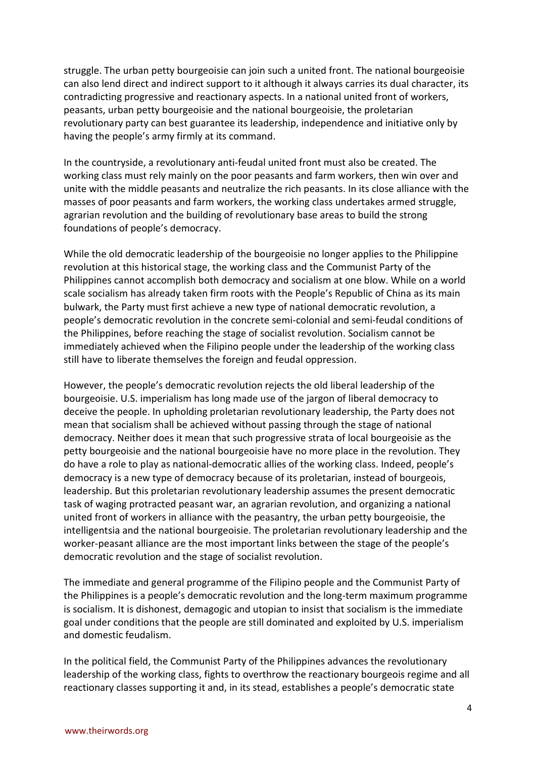struggle. The urban petty bourgeoisie can join such a united front. The national bourgeoisie can also lend direct and indirect support to it although it always carries its dual character, its contradicting progressive and reactionary aspects. In a national united front of workers, peasants, urban petty bourgeoisie and the national bourgeoisie, the proletarian revolutionary party can best guarantee its leadership, independence and initiative only by having the people's army firmly at its command.

In the countryside, a revolutionary anti-feudal united front must also be created. The working class must rely mainly on the poor peasants and farm workers, then win over and unite with the middle peasants and neutralize the rich peasants. In its close alliance with the masses of poor peasants and farm workers, the working class undertakes armed struggle, agrarian revolution and the building of revolutionary base areas to build the strong foundations of people's democracy.

While the old democratic leadership of the bourgeoisie no longer applies to the Philippine revolution at this historical stage, the working class and the Communist Party of the Philippines cannot accomplish both democracy and socialism at one blow. While on a world scale socialism has already taken firm roots with the People's Republic of China as its main bulwark, the Party must first achieve a new type of national democratic revolution, a people's democratic revolution in the concrete semi-colonial and semi-feudal conditions of the Philippines, before reaching the stage of socialist revolution. Socialism cannot be immediately achieved when the Filipino people under the leadership of the working class still have to liberate themselves the foreign and feudal oppression.

However, the people's democratic revolution rejects the old liberal leadership of the bourgeoisie. U.S. imperialism has long made use of the jargon of liberal democracy to deceive the people. In upholding proletarian revolutionary leadership, the Party does not mean that socialism shall be achieved without passing through the stage of national democracy. Neither does it mean that such progressive strata of local bourgeoisie as the petty bourgeoisie and the national bourgeoisie have no more place in the revolution. They do have a role to play as national-democratic allies of the working class. Indeed, people's democracy is a new type of democracy because of its proletarian, instead of bourgeois, leadership. But this proletarian revolutionary leadership assumes the present democratic task of waging protracted peasant war, an agrarian revolution, and organizing a national united front of workers in alliance with the peasantry, the urban petty bourgeoisie, the intelligentsia and the national bourgeoisie. The proletarian revolutionary leadership and the worker-peasant alliance are the most important links between the stage of the people's democratic revolution and the stage of socialist revolution.

The immediate and general programme of the Filipino people and the Communist Party of the Philippines is a people's democratic revolution and the long-term maximum programme is socialism. It is dishonest, demagogic and utopian to insist that socialism is the immediate goal under conditions that the people are still dominated and exploited by U.S. imperialism and domestic feudalism.

In the political field, the Communist Party of the Philippines advances the revolutionary leadership of the working class, fights to overthrow the reactionary bourgeois regime and all reactionary classes supporting it and, in its stead, establishes a people's democratic state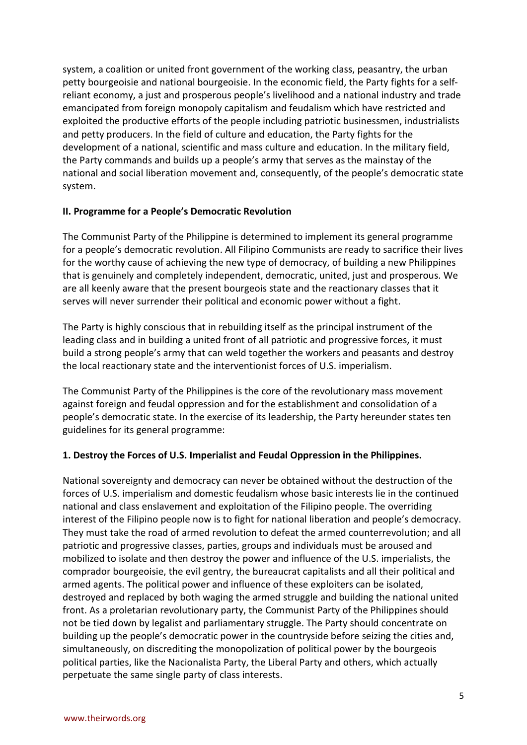system, a coalition or united front government of the working class, peasantry, the urban petty bourgeoisie and national bourgeoisie. In the economic field, the Party fights for a self-reliant economy, a just and prosperous people's livelihood and a national industry and trade emancipated from foreign monopoly capitalism and feudalism which have restricted and exploited the productive efforts of the people including patriotic businessmen, industrialists and petty producers. In the field of culture and education, the Party fights for the development of a national, scientific and mass culture and education. In the military field, the Party commands and builds up a people's army that serves as the mainstay of the national and social liberation movement and, consequently, of the people's democratic state system.

## II. Programme for a People's Democratic Revolution

The Communist Party of the Philippine is determined to implement its general programme for a people's democratic revolution. All Filipino Communists are ready to sacrifice their lives for the worthy cause of achieving the new type of democracy, of building a new Philippines that is genuinely and completely independent, democratic, united, just and prosperous. We are all keenly aware that the present bourgeois state and the reactionary classes that it serves will never surrender their political and economic power without a fight.

The Party is highly conscious that in rebuilding itself as the principal instrument of the leading class and in building a united front of all patriotic and progressive forces, it must build a strong people's army that can weld together the workers and peasants and destroy the local reactionary state and the interventionist forces of U.S. imperialism.

The Communist Party of the Philippines is the core of the revolutionary mass movement against foreign and feudal oppression and for the establishment and consolidation of a people's democratic state. In the exercise of its leadership, the Party hereunder states ten guidelines for its general programme:

### 1. Destroy the Forces of U.S. Imperialist and Feudal Oppression in the Philippines.

National sovereignty and democracy can never be obtained without the destruction of the forces of U.S. imperialism and domestic feudalism whose basic interests lie in the continued national and class enslavement and exploitation of the Filipino people. The overriding interest of the Filipino people now is to fight for national liberation and people's democracy. They must take the road of armed revolution to defeat the armed counterrevolution; and all patriotic and progressive classes, parties, groups and individuals must be aroused and mobilized to isolate and then destroy the power and influence of the U.S. imperialists, the comprador bourgeoisie, the evil gentry, the bureaucrat capitalists and all their political and armed agents. The political power and influence of these exploiters can be isolated, destroyed and replaced by both waging the armed struggle and building the national united front. As a proletarian revolutionary party, the Communist Party of the Philippines should not be tied down by legalist and parliamentary struggle. The Party should concentrate on building up the people's democratic power in the countryside before seizing the cities and, simultaneously, on discrediting the monopolization of political power by the bourgeois political parties, like the Nacionalista Party, the Liberal Party and others, which actually perpetuate the same single party of class interests.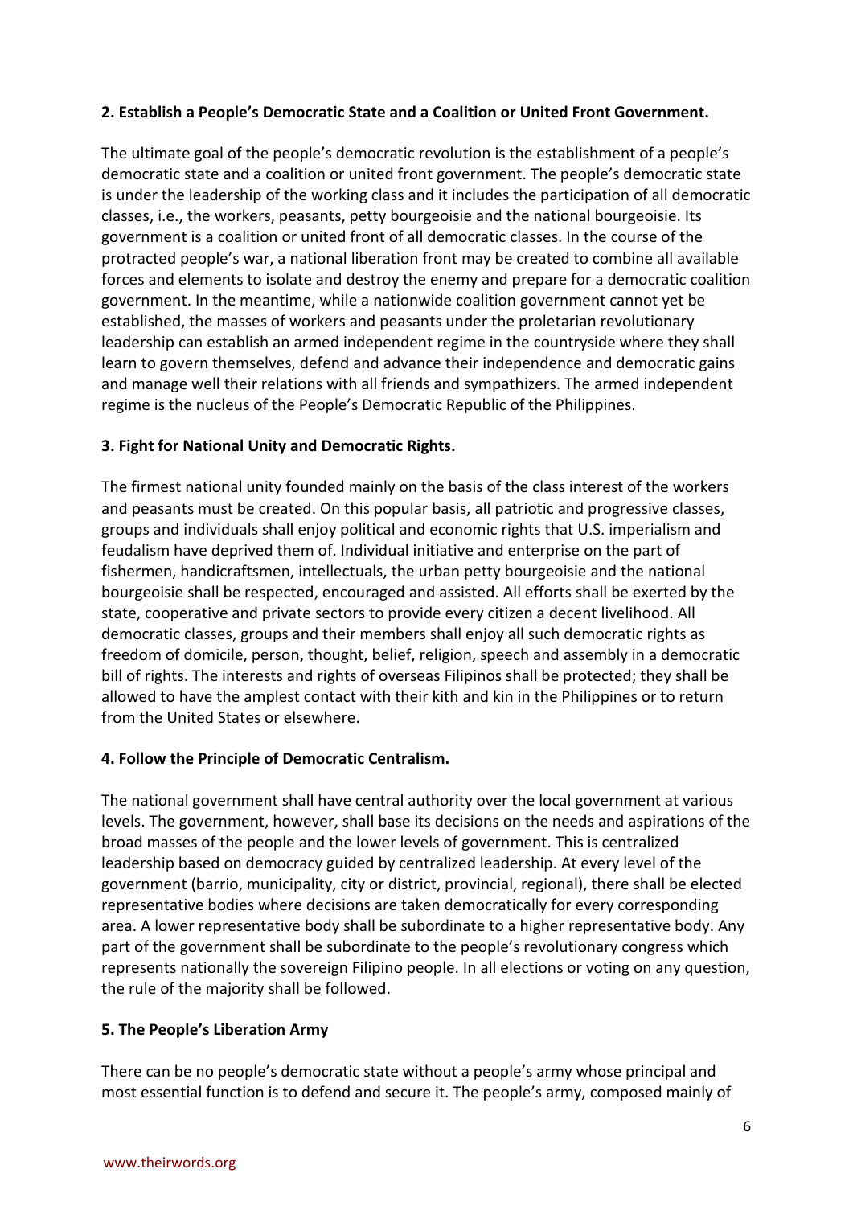**2. Establish a People's Democratic State and a Coalition or United Front Government.**

The ultimate goal of the people's democratic revolution is the establishment of a people's democratic state and a coalition or united front government. The people's democratic state is under the leadership of the working class and it includes the participation of all democratic classes, i.e., the workers, peasants, petty bourgeoisie and the national bourgeoisie. Its government is a coalition or united front of all democratic classes. In the course of the protracted people's war, a national liberation front may be created to combine all available forces and elements to isolate and destroy the enemy and prepare for a democratic coalition government. In the meantime, while a nationwide coalition government cannot yet be established, the masses of workers and peasants under the proletarian revolutionary leadership can establish an armed independent regime in the countryside where they shall learn to govern themselves, defend and advance their independence and democratic gains and manage well their relations with all friends and sympathizers. The armed independent regime is the nucleus of the People's Democratic Republic of the Philippines.

**3. Fight for National Unity and Democratic Rights.**

The firmest national unity founded mainly on the basis of the class interest of the workers and peasants must be created. On this popular basis, all patriotic and progressive classes, groups and individuals shall enjoy political and economic rights that U.S. imperialism and feudalism have deprived them of. Individual initiative and enterprise on the part of fishermen, handicraftsmen, intellectuals, the urban petty bourgeoisie and the national bourgeoisie shall be respected, encouraged and assisted. All efforts shall be exerted by the state, cooperative and private sectors to provide every citizen a decent livelihood. All democratic classes, groups and their members shall enjoy all such democratic rights as freedom of domicile, person, thought, belief, religion, speech and assembly in a democratic bill of rights. The interests and rights of overseas Filipinos shall be protected; they shall be allowed to have the amplest contact with their kith and kin in the Philippines or to return from the United States or elsewhere.

**4. Follow the Principle of Democratic Centralism.**

The national government shall have central authority over the local government at various levels. The government, however, shall base its decisions on the needs and aspirations of the broad masses of the people and the lower levels of government. This is centralized leadership based on democracy guided by centralized leadership. At every level of the government (barrio, municipality, city or district, provincial, regional), there shall be elected representative bodies where decisions are taken democratically for every corresponding area. A lower representative body shall be subordinate to a higher representative body. Any part of the government shall be subordinate to the people's revolutionary congress which represents nationally the sovereign Filipino people. In all elections or voting on any question, the rule of the majority shall be followed.

**5. The People's Liberation Army**

There can be no people's democratic state without a people's army whose principal and most essential function is to defend and secure it. The people's army, composed mainly of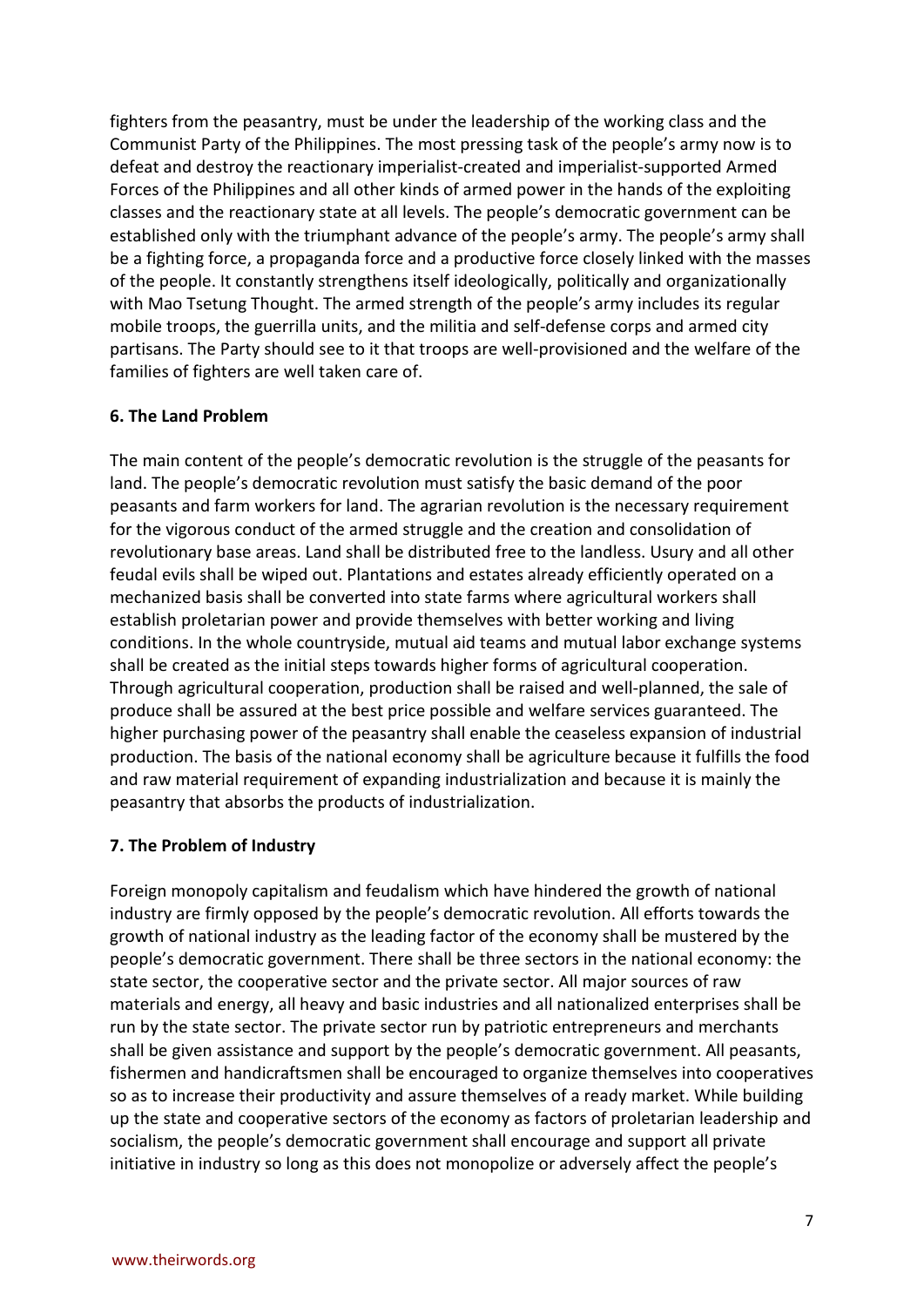fighters from the peasantry, must be under the leadership of the working class and the Communist Party of the Philippines. The most pressing task of the people's army now is to defeat and destroy the reactionary imperialist-created and imperialist-supported Armed Forces of the Philippines and all other kinds of armed power in the hands of the exploiting classes and the reactionary state at all levels. The people's democratic government can be established only with the triumphant advance of the people's army. The people's army shall be a fighting force, a propaganda force and a productive force closely linked with the masses of the people. It constantly strengthens itself ideologically, politically and organizationally with Mao Tsetung Thought. The armed strength of the people's army includes its regular mobile troops, the guerrilla units, and the militia and self-defense corps and armed city partisans. The Party should see to it that troops are well-provisioned and the welfare of the families of fighters are well taken care of.

**6. The Land Problem**

The main content of the people's democratic revolution is the struggle of the peasants for land. The people's democratic revolution must satisfy the basic demand of the poor peasants and farm workers for land. The agrarian revolution is the necessary requirement for the vigorous conduct of the armed struggle and the creation and consolidation of revolutionary base areas. Land shall be distributed free to the landless. Usury and all other feudal evils shall be wiped out. Plantations and estates already efficiently operated on a mechanized basis shall be converted into state farms where agricultural workers shall establish proletarian power and provide themselves with better working and living conditions. In the whole countryside, mutual aid teams and mutual labor exchange systems shall be created as the initial steps towards higher forms of agricultural cooperation. Through agricultural cooperation, production shall be raised and well-planned, the sale of produce shall be assured at the best price possible and welfare services guaranteed. The higher purchasing power of the peasantry shall enable the ceaseless expansion of industrial production. The basis of the national economy shall be agriculture because it fulfills the food and raw material requirement of expanding industrialization and because it is mainly the peasantry that absorbs the products of industrialization.

**7. The Problem of Industry**

Foreign monopoly capitalism and feudalism which have hindered the growth of national industry are firmly opposed by the people's democratic revolution. All efforts towards the growth of national industry as the leading factor of the economy shall be mustered by the people's democratic government. There shall be three sectors in the national economy: the state sector, the cooperative sector and the private sector. All major sources of raw materials and energy, all heavy and basic industries and all nationalized enterprises shall be run by the state sector. The private sector run by patriotic entrepreneurs and merchants shall be given assistance and support by the people's democratic government. All peasants, fishermen and handicraftsmen shall be encouraged to organize themselves into cooperatives so as to increase their productivity and assure themselves of a ready market. While building up the state and cooperative sectors of the economy as factors of proletarian leadership and socialism, the people's democratic government shall encourage and support all private initiative in industry so long as this does not monopolize or adversely affect the people's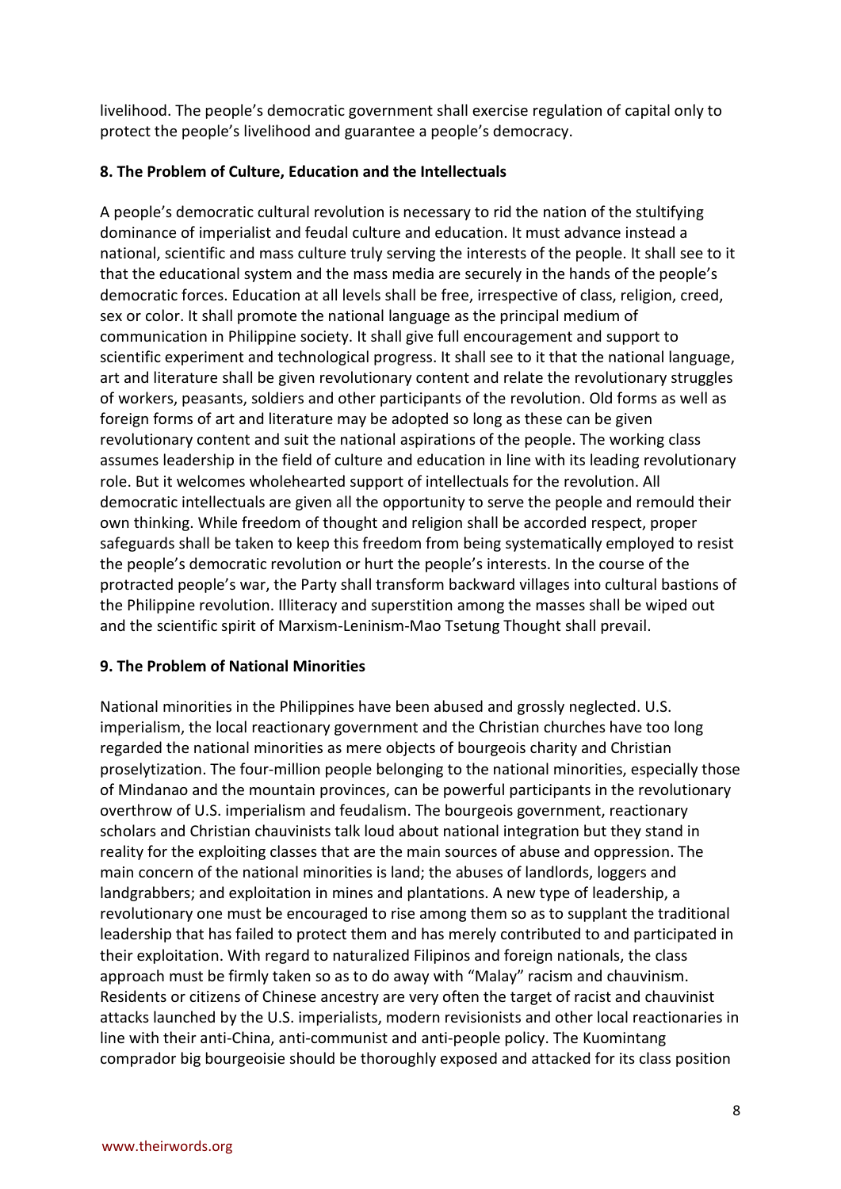livelihood. The people's democratic government shall exercise regulation of capital only to protect the people's livelihood and guarantee a people's democracy.

### 8. The Problem of Culture, Education and the Intellectuals

A people's democratic cultural revolution is necessary to rid the nation of the stultifying dominance of imperialist and feudal culture and education. It must advance instead a national, scientific and mass culture truly serving the interests of the people. It shall see to it that the educational system and the mass media are securely in the hands of the people's democratic forces. Education at all levels shall be free, irrespective of class, religion, creed, sex or color. It shall promote the national language as the principal medium of communication in Philippine society. It shall give full encouragement and support to scientific experiment and technological progress. It shall see to it that the national language, art and literature shall be given revolutionary content and relate the revolutionary struggles of workers, peasants, soldiers and other participants of the revolution. Old forms as well as foreign forms of art and literature may be adopted so long as these can be given revolutionary content and suit the national aspirations of the people. The working class assumes leadership in the field of culture and education in line with its leading revolutionary role. But it welcomes wholehearted support of intellectuals for the revolution. All democratic intellectuals are given all the opportunity to serve the people and remould their own thinking. While freedom of thought and religion shall be accorded respect, proper safeguards shall be taken to keep this freedom from being systematically employed to resist the people's democratic revolution or hurt the people's interests. In the course of the protracted people's war, the Party shall transform backward villages into cultural bastions of the Philippine revolution. Illiteracy and superstition among the masses shall be wiped out and the scientific spirit of Marxism-Leninism-Mao Tsetung Thought shall prevail.

### 9. The Problem of National Minorities

National minorities in the Philippines have been abused and grossly neglected. U.S. imperialism, the local reactionary government and the Christian churches have too long regarded the national minorities as mere objects of bourgeois charity and Christian proselytization. The four-million people belonging to the national minorities, especially those of Mindanao and the mountain provinces, can be powerful participants in the revolutionary overthrow of U.S. imperialism and feudalism. The bourgeois government, reactionary scholars and Christian chauvinists talk loud about national integration but they stand in reality for the exploiting classes that are the main sources of abuse and oppression. The main concern of the national minorities is land; the abuses of landlords, loggers and landgrabbers; and exploitation in mines and plantations. A new type of leadership, a revolutionary one must be encouraged to rise among them so as to supplant the traditional leadership that has failed to protect them and has merely contributed to and participated in their exploitation. With regard to naturalized Filipinos and foreign nationals, the class approach must be firmly taken so as to do away with "Malay" racism and chauvinism. Residents or citizens of Chinese ancestry are very often the target of racist and chauvinist attacks launched by the U.S. imperialists, modern revisionists and other local reactionaries in line with their anti-China, anti-communist and anti-people policy. The Kuomintang comprador big bourgeoisie should be thoroughly exposed and attacked for its class position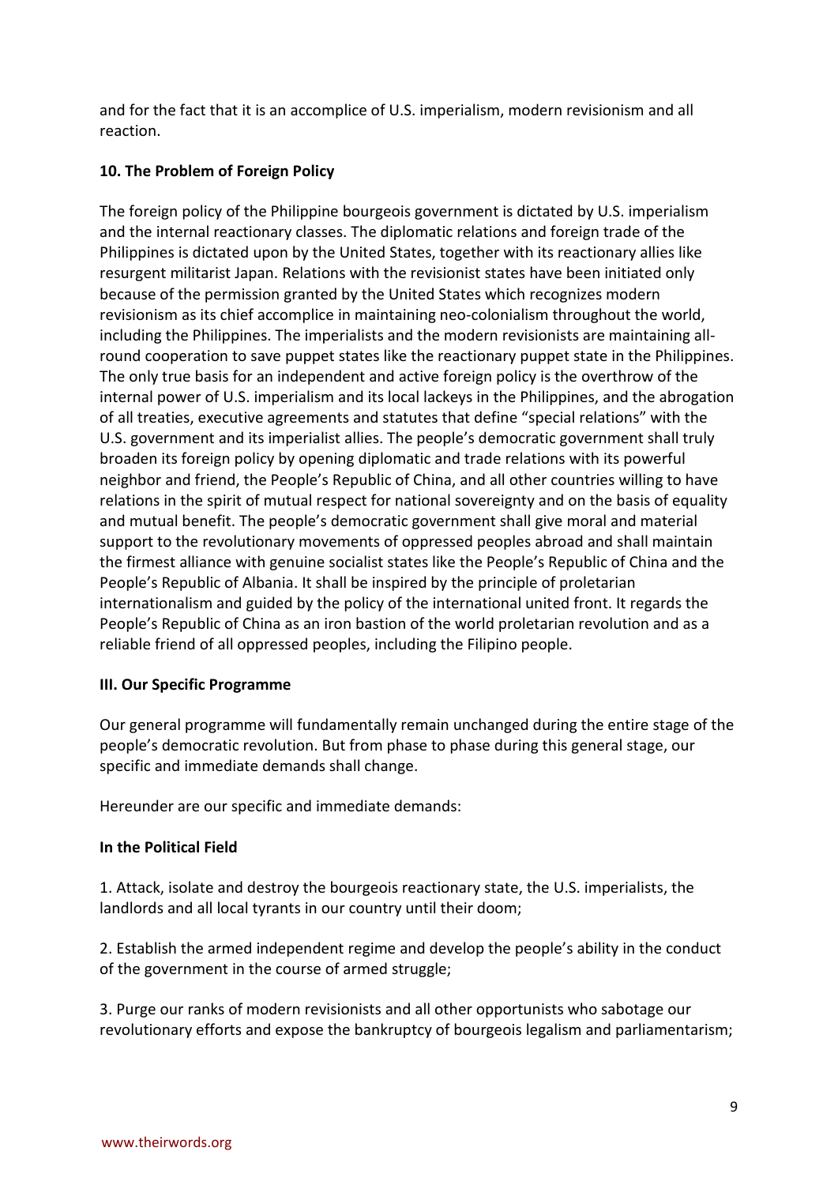and for the fact that it is an accomplice of U.S. imperialism, modern revisionism and all reaction.

**10. The Problem of Foreign Policy**

The foreign policy of the Philippine bourgeois government is dictated by U.S. imperialism and the internal reactionary classes. The diplomatic relations and foreign trade of the Philippines is dictated upon by the United States, together with its reactionary allies like resurgent militarist Japan. Relations with the revisionist states have been initiated only because of the permission granted by the United States which recognizes modern revisionism as its chief accomplice in maintaining neo-colonialism throughout the world, including the Philippines. The imperialists and the modern revisionists are maintaining all-round cooperation to save puppet states like the reactionary puppet state in the Philippines. The only true basis for an independent and active foreign policy is the overthrow of the internal power of U.S. imperialism and its local lackeys in the Philippines, and the abrogation of all treaties, executive agreements and statutes that define "special relations" with the U.S. government and its imperialist allies. The people's democratic government shall truly broaden its foreign policy by opening diplomatic and trade relations with its powerful neighbor and friend, the People's Republic of China, and all other countries willing to have relations in the spirit of mutual respect for national sovereignty and on the basis of equality and mutual benefit. The people's democratic government shall give moral and material support to the revolutionary movements of oppressed peoples abroad and shall maintain the firmest alliance with genuine socialist states like the People's Republic of China and the People's Republic of Albania. It shall be inspired by the principle of proletarian internationalism and guided by the policy of the international united front. It regards the People's Republic of China as an iron bastion of the world proletarian revolution and as a reliable friend of all oppressed peoples, including the Filipino people.

**III. Our Specific Programme**

Our general programme will fundamentally remain unchanged during the entire stage of the people's democratic revolution. But from phase to phase during this general stage, our specific and immediate demands shall change.

Hereunder are our specific and immediate demands:

**In the Political Field**

1. Attack, isolate and destroy the bourgeois reactionary state, the U.S. imperialists, the landlords and all local tyrants in our country until their doom;

2. Establish the armed independent regime and develop the people's ability in the conduct of the government in the course of armed struggle;

3. Purge our ranks of modern revisionists and all other opportunists who sabotage our revolutionary efforts and expose the bankruptcy of bourgeois legalism and parliamentarism;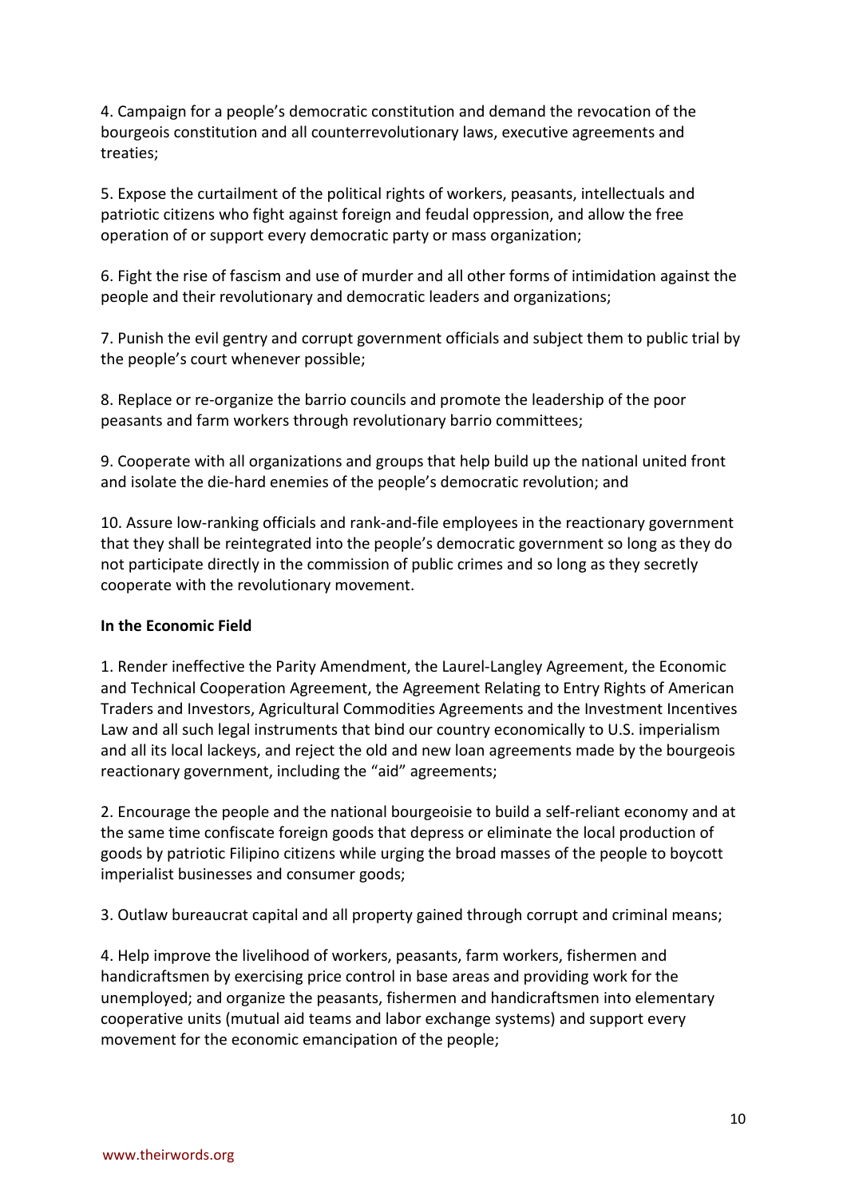4. Campaign for a people's democratic constitution and demand the revocation of the bourgeois constitution and all counterrevolutionary laws, executive agreements and treaties;

5. Expose the curtailment of the political rights of workers, peasants, intellectuals and patriotic citizens who fight against foreign and feudal oppression, and allow the free operation of or support every democratic party or mass organization;

6. Fight the rise of fascism and use of murder and all other forms of intimidation against the people and their revolutionary and democratic leaders and organizations;

7. Punish the evil gentry and corrupt government officials and subject them to public trial by the people's court whenever possible;

8. Replace or re-organize the barrio councils and promote the leadership of the poor peasants and farm workers through revolutionary barrio committees;

9. Cooperate with all organizations and groups that help build up the national united front and isolate the die-hard enemies of the people's democratic revolution; and

10. Assure low-ranking officials and rank-and-file employees in the reactionary government that they shall be reintegrated into the people's democratic government so long as they do not participate directly in the commission of public crimes and so long as they secretly cooperate with the revolutionary movement.

**In the Economic Field**

1. Render ineffective the Parity Amendment, the Laurel-Langley Agreement, the Economic and Technical Cooperation Agreement, the Agreement Relating to Entry Rights of American Traders and Investors, Agricultural Commodities Agreements and the Investment Incentives Law and all such legal instruments that bind our country economically to U.S. imperialism and all its local lackeys, and reject the old and new loan agreements made by the bourgeois reactionary government, including the "aid" agreements;

2. Encourage the people and the national bourgeoisie to build a self-reliant economy and at the same time confiscate foreign goods that depress or eliminate the local production of goods by patriotic Filipino citizens while urging the broad masses of the people to boycott imperialist businesses and consumer goods;

3. Outlaw bureaucrat capital and all property gained through corrupt and criminal means;

4. Help improve the livelihood of workers, peasants, farm workers, fishermen and handicraftsmen by exercising price control in base areas and providing work for the unemployed; and organize the peasants, fishermen and handicraftsmen into elementary cooperative units (mutual aid teams and labor exchange systems) and support every movement for the economic emancipation of the people;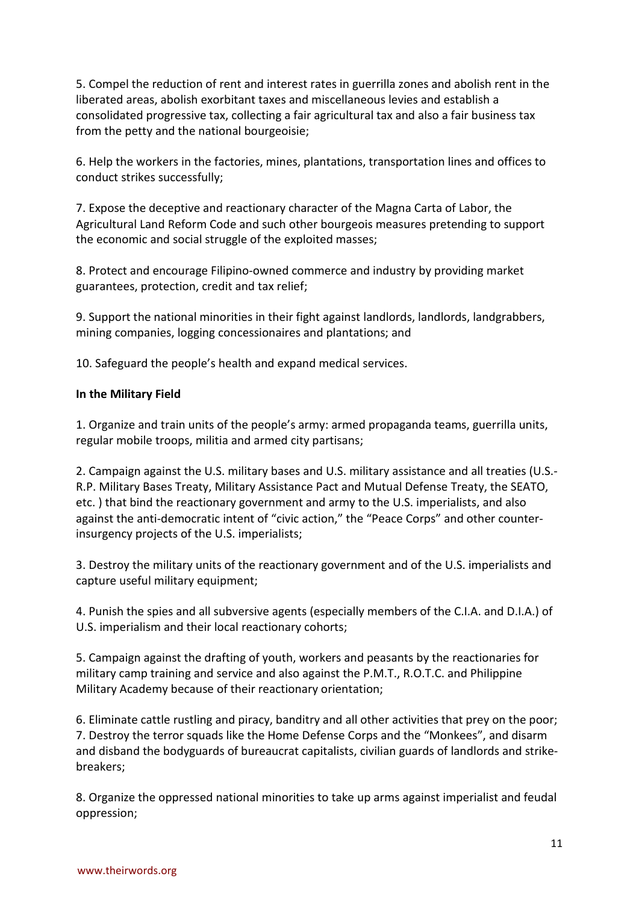5. Compel the reduction of rent and interest rates in guerrilla zones and abolish rent in the liberated areas, abolish exorbitant taxes and miscellaneous levies and establish a consolidated progressive tax, collecting a fair agricultural tax and also a fair business tax from the petty and the national bourgeoisie;

6. Help the workers in the factories, mines, plantations, transportation lines and offices to conduct strikes successfully;

7. Expose the deceptive and reactionary character of the Magna Carta of Labor, the Agricultural Land Reform Code and such other bourgeois measures pretending to support the economic and social struggle of the exploited masses;

8. Protect and encourage Filipino-owned commerce and industry by providing market guarantees, protection, credit and tax relief;

9. Support the national minorities in their fight against landlords, landlords, landgrabbers, mining companies, logging concessionaires and plantations; and

10. Safeguard the people's health and expand medical services.

**In the Military Field**

1. Organize and train units of the people's army: armed propaganda teams, guerrilla units, regular mobile troops, militia and armed city partisans;

2. Campaign against the U.S. military bases and U.S. military assistance and all treaties (U.S.-R.P. Military Bases Treaty, Military Assistance Pact and Mutual Defense Treaty, the SEATO, etc. ) that bind the reactionary government and army to the U.S. imperialists, and also against the anti-democratic intent of "civic action," the "Peace Corps" and other counter-insurgency projects of the U.S. imperialists;

3. Destroy the military units of the reactionary government and of the U.S. imperialists and capture useful military equipment;

4. Punish the spies and all subversive agents (especially members of the C.I.A. and D.I.A.) of U.S. imperialism and their local reactionary cohorts;

5. Campaign against the drafting of youth, workers and peasants by the reactionaries for military camp training and service and also against the P.M.T., R.O.T.C. and Philippine Military Academy because of their reactionary orientation;

6. Eliminate cattle rustling and piracy, banditry and all other activities that prey on the poor;

7. Destroy the terror squads like the Home Defense Corps and the "Monkees", and disarm and disband the bodyguards of bureaucrat capitalists, civilian guards of landlords and strike-breakers;

8. Organize the oppressed national minorities to take up arms against imperialist and feudal oppression;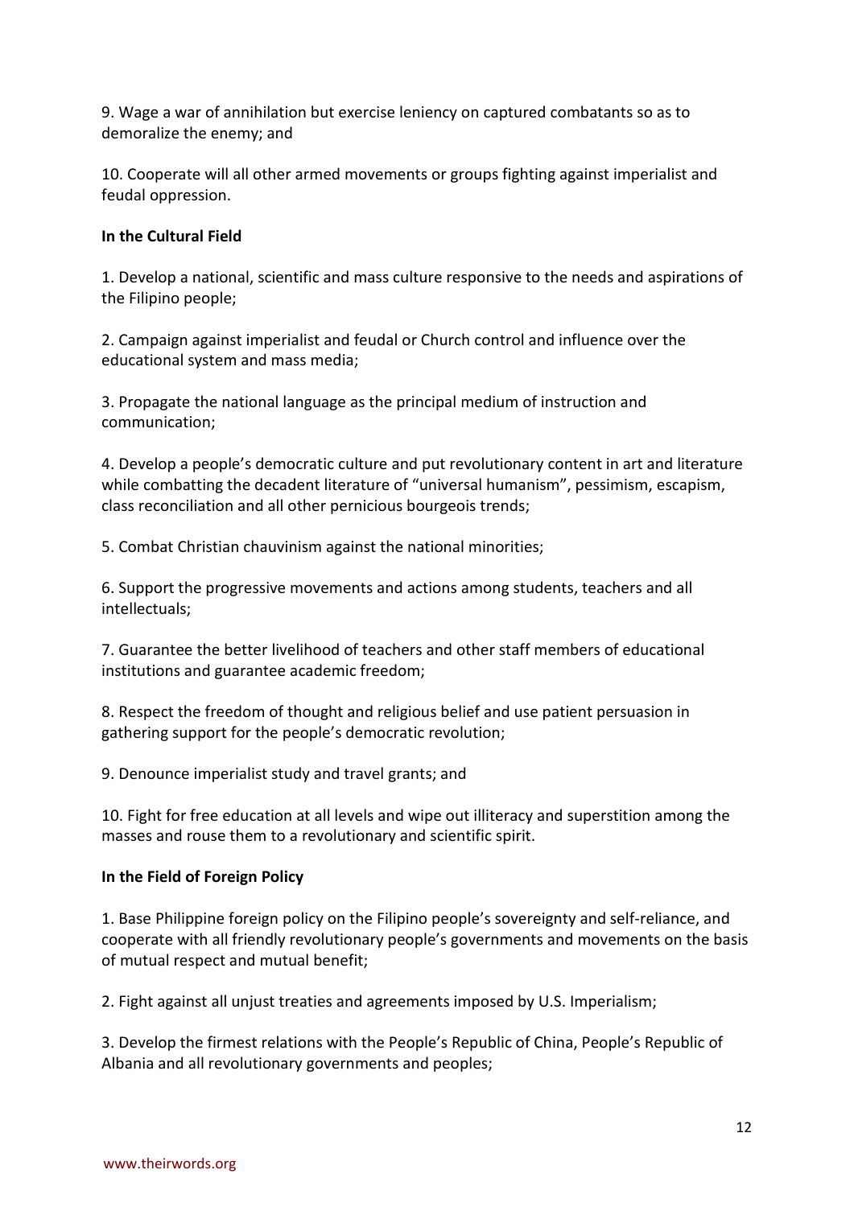9. Wage a war of annihilation but exercise leniency on captured combatants so as to demoralize the enemy; and

10. Cooperate will all other armed movements or groups fighting against imperialist and feudal oppression.

**In the Cultural Field**

1. Develop a national, scientific and mass culture responsive to the needs and aspirations of the Filipino people;

2. Campaign against imperialist and feudal or Church control and influence over the educational system and mass media;

3. Propagate the national language as the principal medium of instruction and communication;

4. Develop a people's democratic culture and put revolutionary content in art and literature while combatting the decadent literature of "universal humanism", pessimism, escapism, class reconciliation and all other pernicious bourgeois trends;

5. Combat Christian chauvinism against the national minorities;

6. Support the progressive movements and actions among students, teachers and all intellectuals;

7. Guarantee the better livelihood of teachers and other staff members of educational institutions and guarantee academic freedom;

8. Respect the freedom of thought and religious belief and use patient persuasion in gathering support for the people's democratic revolution;

9. Denounce imperialist study and travel grants; and

10. Fight for free education at all levels and wipe out illiteracy and superstition among the masses and rouse them to a revolutionary and scientific spirit.

**In the Field of Foreign Policy**

1. Base Philippine foreign policy on the Filipino people's sovereignty and self-reliance, and cooperate with all friendly revolutionary people's governments and movements on the basis of mutual respect and mutual benefit;

2. Fight against all unjust treaties and agreements imposed by U.S. Imperialism;

3. Develop the firmest relations with the People's Republic of China, People's Republic of Albania and all revolutionary governments and peoples;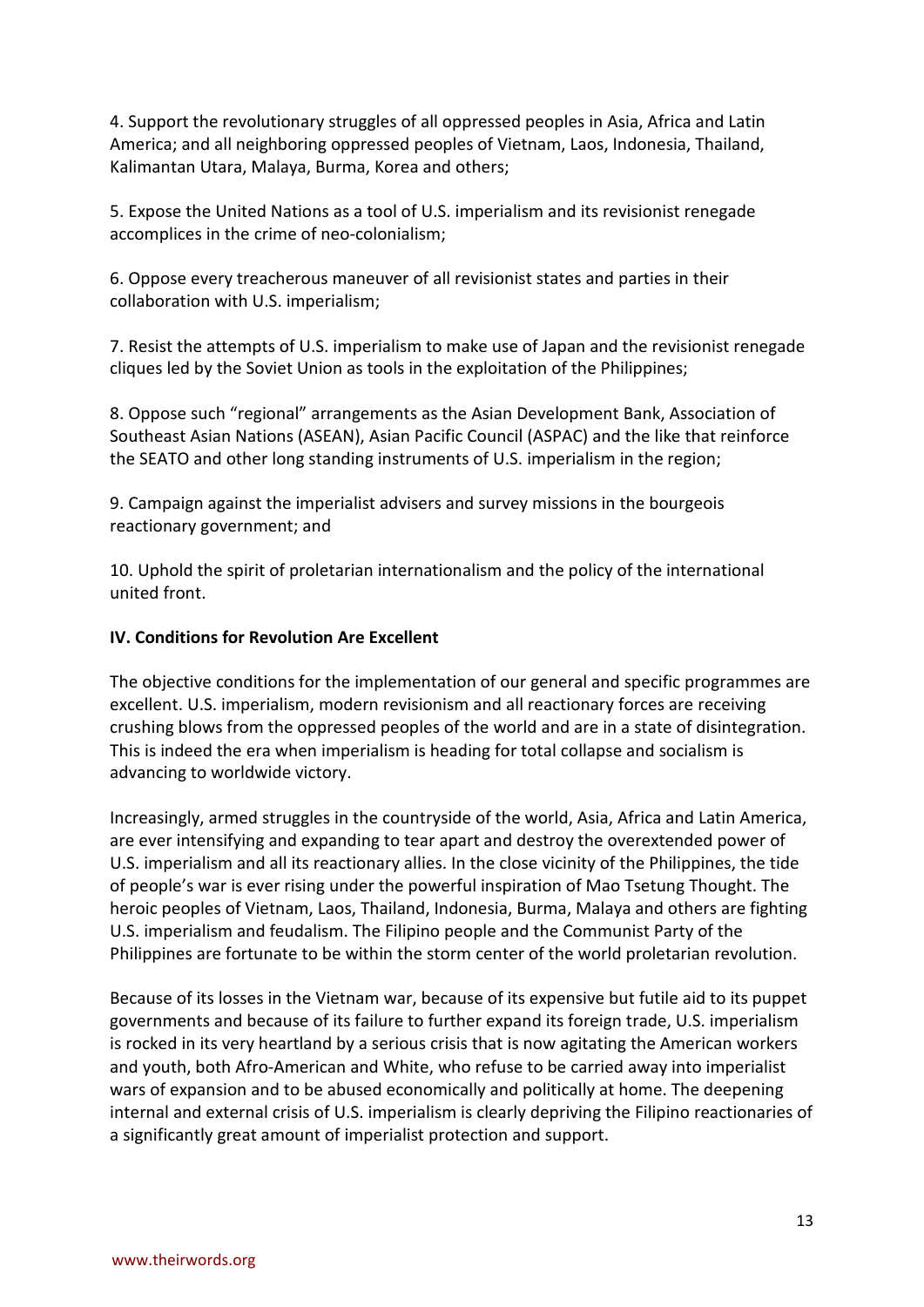4. Support the revolutionary struggles of all oppressed peoples in Asia, Africa and Latin America; and all neighboring oppressed peoples of Vietnam, Laos, Indonesia, Thailand, Kalimantan Utara, Malaya, Burma, Korea and others;

5. Expose the United Nations as a tool of U.S. imperialism and its revisionist renegade accomplices in the crime of neo-colonialism;

6. Oppose every treacherous maneuver of all revisionist states and parties in their collaboration with U.S. imperialism;

7. Resist the attempts of U.S. imperialism to make use of Japan and the revisionist renegade cliques led by the Soviet Union as tools in the exploitation of the Philippines;

8. Oppose such "regional" arrangements as the Asian Development Bank, Association of Southeast Asian Nations (ASEAN), Asian Pacific Council (ASPAC) and the like that reinforce the SEATO and other long standing instruments of U.S. imperialism in the region;

9. Campaign against the imperialist advisers and survey missions in the bourgeois reactionary government; and

10. Uphold the spirit of proletarian internationalism and the policy of the international united front.

## IV. Conditions for Revolution Are Excellent

The objective conditions for the implementation of our general and specific programmes are excellent. U.S. imperialism, modern revisionism and all reactionary forces are receiving crushing blows from the oppressed peoples of the world and are in a state of disintegration. This is indeed the era when imperialism is heading for total collapse and socialism is advancing to worldwide victory.

Increasingly, armed struggles in the countryside of the world, Asia, Africa and Latin America, are ever intensifying and expanding to tear apart and destroy the overextended power of U.S. imperialism and all its reactionary allies. In the close vicinity of the Philippines, the tide of people's war is ever rising under the powerful inspiration of Mao Tsetung Thought. The heroic peoples of Vietnam, Laos, Thailand, Indonesia, Burma, Malaya and others are fighting U.S. imperialism and feudalism. The Filipino people and the Communist Party of the Philippines are fortunate to be within the storm center of the world proletarian revolution.

Because of its losses in the Vietnam war, because of its expensive but futile aid to its puppet governments and because of its failure to further expand its foreign trade, U.S. imperialism is rocked in its very heartland by a serious crisis that is now agitating the American workers and youth, both Afro-American and White, who refuse to be carried away into imperialist wars of expansion and to be abused economically and politically at home. The deepening internal and external crisis of U.S. imperialism is clearly depriving the Filipino reactionaries of a significantly great amount of imperialist protection and support.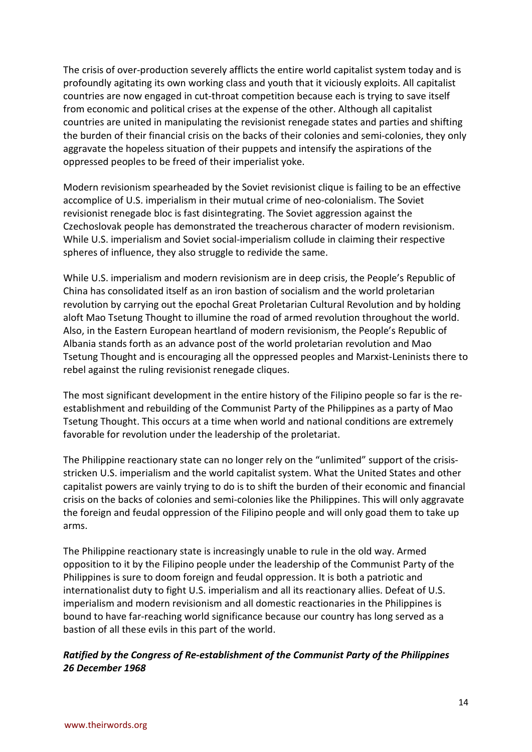The crisis of over-production severely afflicts the entire world capitalist system today and is profoundly agitating its own working class and youth that it viciously exploits. All capitalist countries are now engaged in cut-throat competition because each is trying to save itself from economic and political crises at the expense of the other. Although all capitalist countries are united in manipulating the revisionist renegade states and parties and shifting the burden of their financial crisis on the backs of their colonies and semi-colonies, they only aggravate the hopeless situation of their puppets and intensify the aspirations of the oppressed peoples to be freed of their imperialist yoke.

Modern revisionism spearheaded by the Soviet revisionist clique is failing to be an effective accomplice of U.S. imperialism in their mutual crime of neo-colonialism. The Soviet revisionist renegade bloc is fast disintegrating. The Soviet aggression against the Czechoslovak people has demonstrated the treacherous character of modern revisionism. While U.S. imperialism and Soviet social-imperialism collude in claiming their respective spheres of influence, they also struggle to redivide the same.

While U.S. imperialism and modern revisionism are in deep crisis, the People's Republic of China has consolidated itself as an iron bastion of socialism and the world proletarian revolution by carrying out the epochal Great Proletarian Cultural Revolution and by holding aloft Mao Tsetung Thought to illumine the road of armed revolution throughout the world. Also, in the Eastern European heartland of modern revisionism, the People's Republic of Albania stands forth as an advance post of the world proletarian revolution and Mao Tsetung Thought and is encouraging all the oppressed peoples and Marxist-Leninists there to rebel against the ruling revisionist renegade cliques.

The most significant development in the entire history of the Filipino people so far is the re-establishment and rebuilding of the Communist Party of the Philippines as a party of Mao Tsetung Thought. This occurs at a time when world and national conditions are extremely favorable for revolution under the leadership of the proletariat.

The Philippine reactionary state can no longer rely on the "unlimited" support of the crisis-stricken U.S. imperialism and the world capitalist system. What the United States and other capitalist powers are vainly trying to do is to shift the burden of their economic and financial crisis on the backs of colonies and semi-colonies like the Philippines. This will only aggravate the foreign and feudal oppression of the Filipino people and will only goad them to take up arms.

The Philippine reactionary state is increasingly unable to rule in the old way. Armed opposition to it by the Filipino people under the leadership of the Communist Party of the Philippines is sure to doom foreign and feudal oppression. It is both a patriotic and internationalist duty to fight U.S. imperialism and all its reactionary allies. Defeat of U.S. imperialism and modern revisionism and all domestic reactionaries in the Philippines is bound to have far-reaching world significance because our country has long served as a bastion of all these evils in this part of the world.

***Ratified by the Congress of Re-establishment of the Communist Party of the Philippines 26 December 1968***